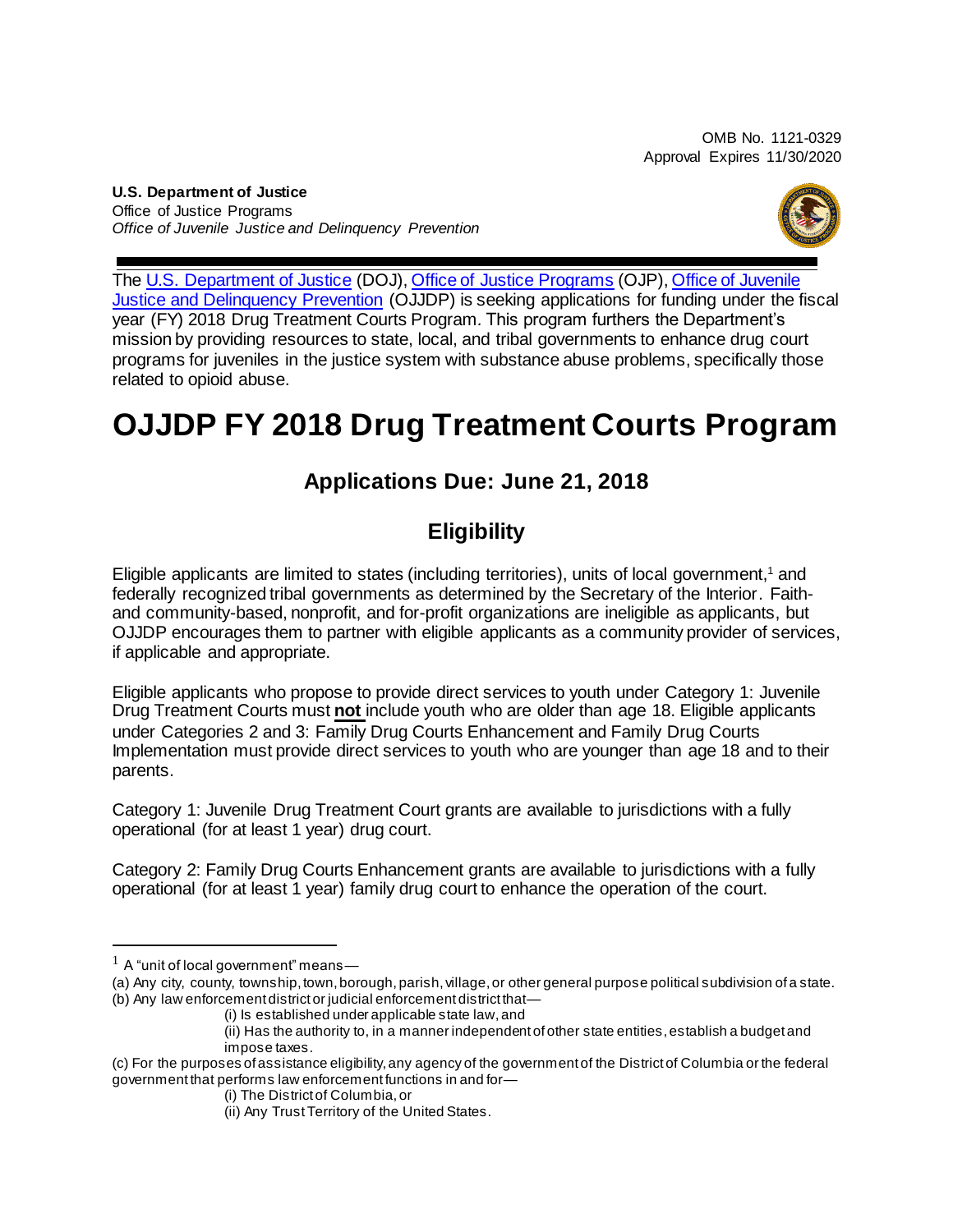OMB No. 1121-0329
Approval Expires 11/30/2020

**U.S. Department of Justice**
Office of Justice Programs
*Office of Juvenile Justice and Delinquency Prevention*

The U.S. Department of Justice (DOJ), Office of Justice Programs (OJP), Office of Juvenile Justice and Delinquency Prevention (OJJDP) is seeking applications for funding under the fiscal year (FY) 2018 Drug Treatment Courts Program. This program furthers the Department's mission by providing resources to state, local, and tribal governments to enhance drug court programs for juveniles in the justice system with substance abuse problems, specifically those related to opioid abuse.

# OJJDP FY 2018 Drug Treatment Courts Program

## Applications Due: June 21, 2018

## Eligibility

Eligible applicants are limited to states (including territories), units of local government,[1] and federally recognized tribal governments as determined by the Secretary of the Interior. Faith- and community-based, nonprofit, and for-profit organizations are ineligible as applicants, but OJJDP encourages them to partner with eligible applicants as a community provider of services, if applicable and appropriate.

Eligible applicants who propose to provide direct services to youth under Category 1: Juvenile Drug Treatment Courts must **not** include youth who are older than age 18. Eligible applicants under Categories 2 and 3: Family Drug Courts Enhancement and Family Drug Courts Implementation must provide direct services to youth who are younger than age 18 and to their parents.

Category 1: Juvenile Drug Treatment Court grants are available to jurisdictions with a fully operational (for at least 1 year) drug court.

Category 2: Family Drug Courts Enhancement grants are available to jurisdictions with a fully operational (for at least 1 year) family drug court to enhance the operation of the court.

---

[1] A "unit of local government" means—

(a) Any city, county, township, town, borough, parish, village, or other general purpose political subdivision of a state.

(b) Any law enforcement district or judicial enforcement district that—

(i) Is established under applicable state law, and

(ii) Has the authority to, in a manner independent of other state entities, establish a budget and impose taxes.

(c) For the purposes of assistance eligibility, any agency of the government of the District of Columbia or the federal government that performs law enforcement functions in and for—

(i) The District of Columbia, or

(ii) Any Trust Territory of the United States.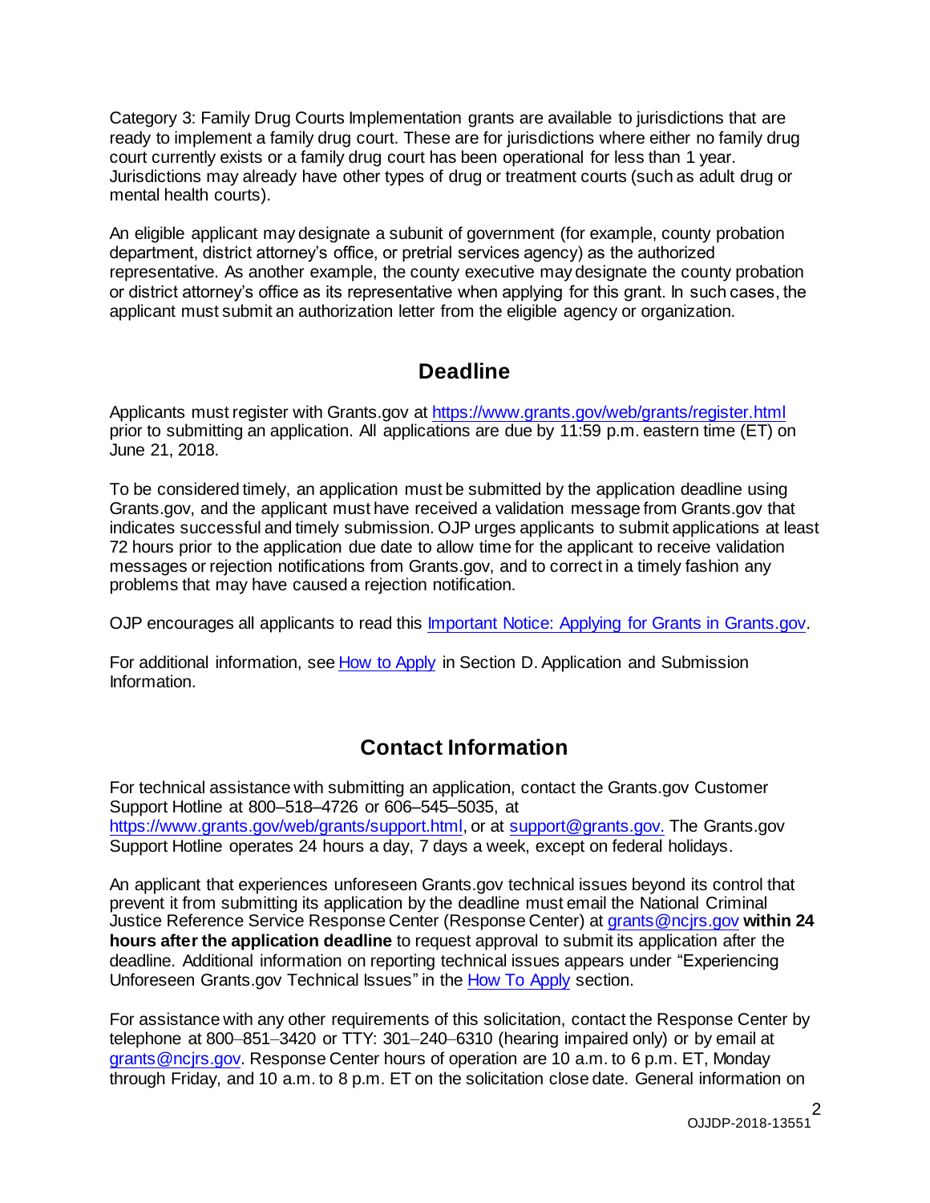Category 3: Family Drug Courts Implementation grants are available to jurisdictions that are ready to implement a family drug court. These are for jurisdictions where either no family drug court currently exists or a family drug court has been operational for less than 1 year. Jurisdictions may already have other types of drug or treatment courts (such as adult drug or mental health courts).

An eligible applicant may designate a subunit of government (for example, county probation department, district attorney's office, or pretrial services agency) as the authorized representative. As another example, the county executive may designate the county probation or district attorney's office as its representative when applying for this grant. In such cases, the applicant must submit an authorization letter from the eligible agency or organization.

## Deadline

Applicants must register with Grants.gov at https://www.grants.gov/web/grants/register.html prior to submitting an application. All applications are due by 11:59 p.m. eastern time (ET) on June 21, 2018.

To be considered timely, an application must be submitted by the application deadline using Grants.gov, and the applicant must have received a validation message from Grants.gov that indicates successful and timely submission. OJP urges applicants to submit applications at least 72 hours prior to the application due date to allow time for the applicant to receive validation messages or rejection notifications from Grants.gov, and to correct in a timely fashion any problems that may have caused a rejection notification.

OJP encourages all applicants to read this Important Notice: Applying for Grants in Grants.gov.

For additional information, see How to Apply in Section D. Application and Submission Information.

## Contact Information

For technical assistance with submitting an application, contact the Grants.gov Customer Support Hotline at 800–518–4726 or 606–545–5035, at https://www.grants.gov/web/grants/support.html, or at support@grants.gov. The Grants.gov Support Hotline operates 24 hours a day, 7 days a week, except on federal holidays.

An applicant that experiences unforeseen Grants.gov technical issues beyond its control that prevent it from submitting its application by the deadline must email the National Criminal Justice Reference Service Response Center (Response Center) at grants@ncjrs.gov **within 24 hours after the application deadline** to request approval to submit its application after the deadline. Additional information on reporting technical issues appears under "Experiencing Unforeseen Grants.gov Technical Issues" in the How To Apply section.

For assistance with any other requirements of this solicitation, contact the Response Center by telephone at 800–851–3420 or TTY: 301–240–6310 (hearing impaired only) or by email at grants@ncjrs.gov. Response Center hours of operation are 10 a.m. to 6 p.m. ET, Monday through Friday, and 10 a.m. to 8 p.m. ET on the solicitation close date. General information on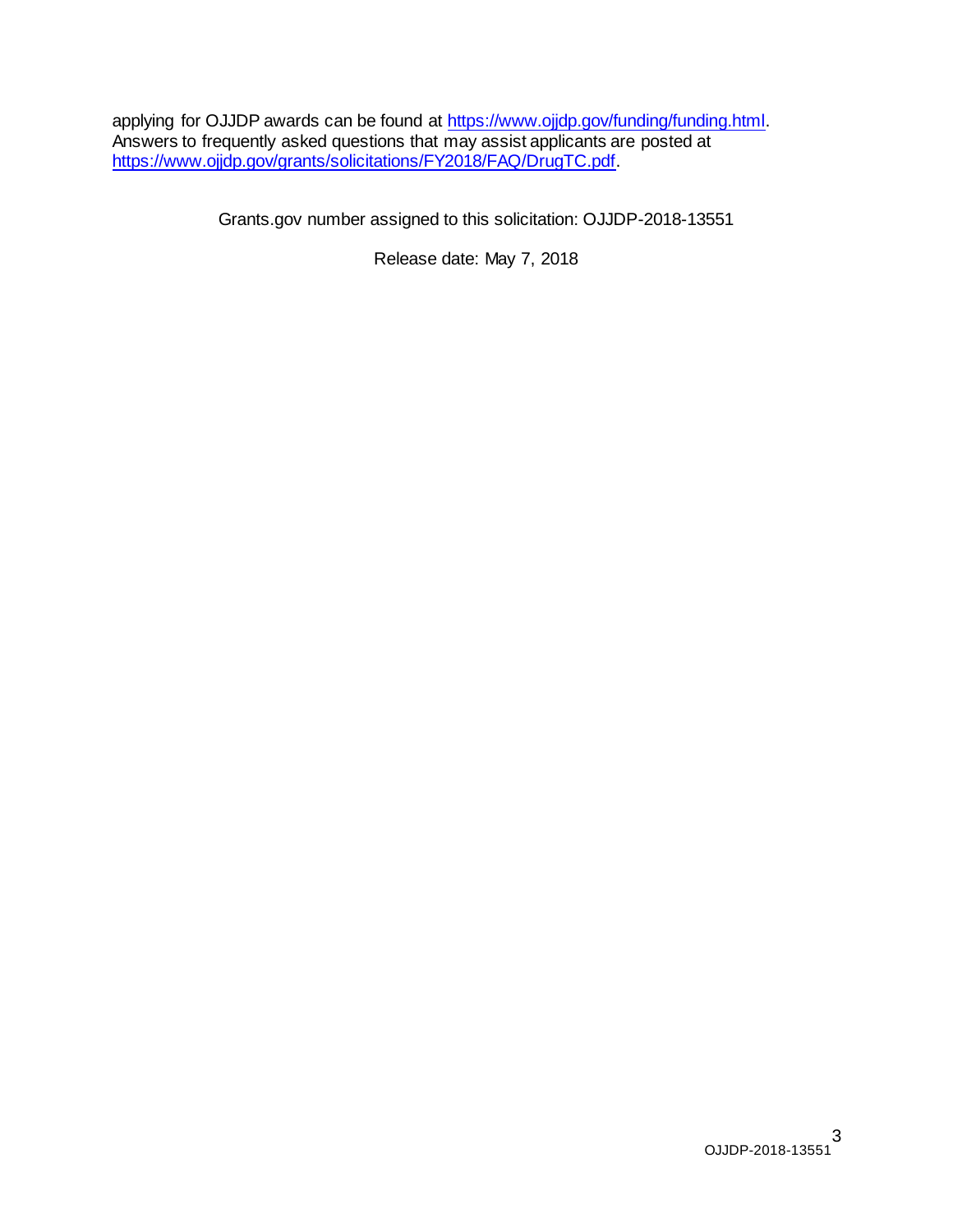applying for OJJDP awards can be found at [https://www.ojjdp.gov/funding/funding.html](https://www.ojjdp.gov/funding/funding.html). Answers to frequently asked questions that may assist applicants are posted at [https://www.ojjdp.gov/grants/solicitations/FY2018/FAQ/DrugTC.pdf](https://www.ojjdp.gov/grants/solicitations/FY2018/FAQ/DrugTC.pdf).

Grants.gov number assigned to this solicitation: OJJDP-2018-13551

Release date: May 7, 2018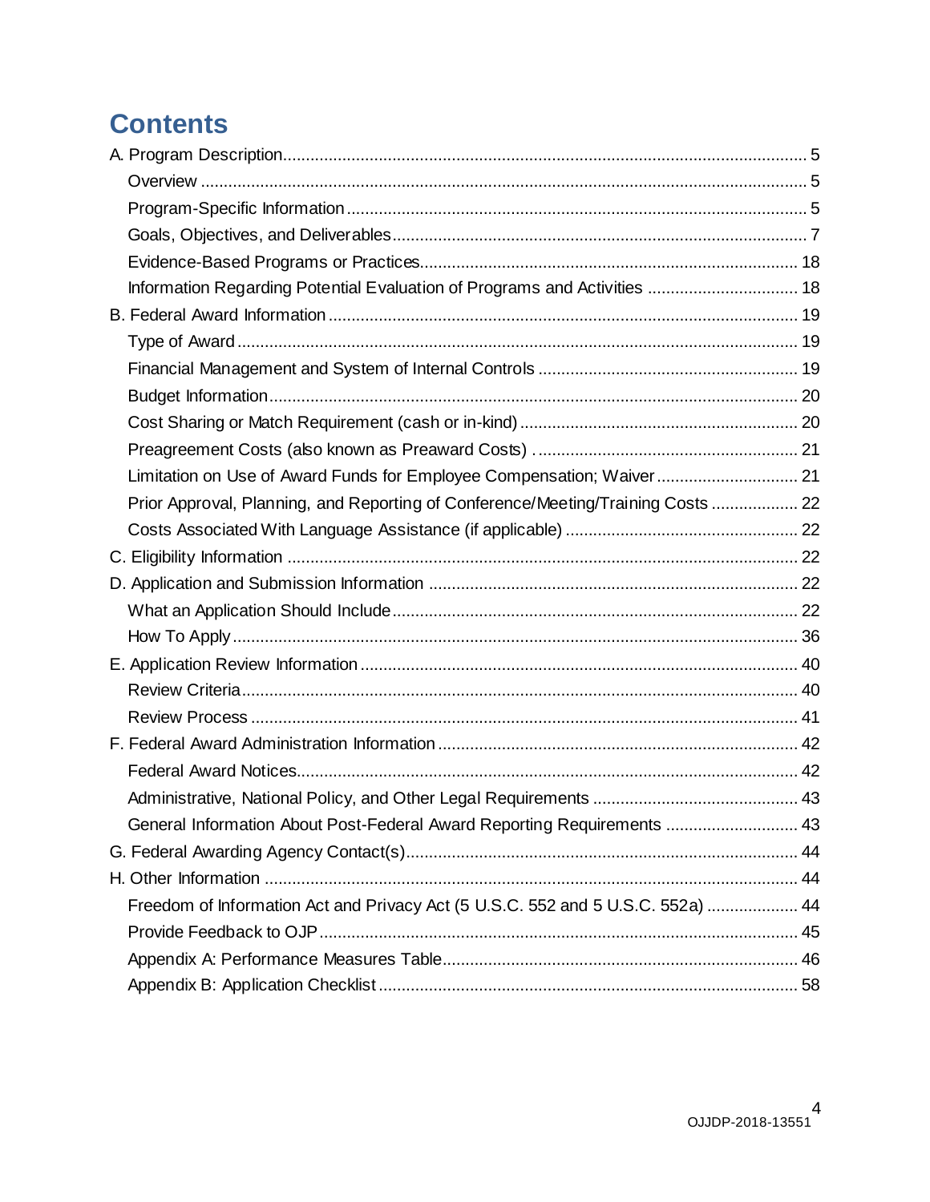# Contents

A. Program Description .......... 5
- Overview .......... 5
- Program-Specific Information .......... 5
- Goals, Objectives, and Deliverables .......... 7
- Evidence-Based Programs or Practices .......... 18
- Information Regarding Potential Evaluation of Programs and Activities .......... 18

B. Federal Award Information .......... 19
- Type of Award .......... 19
- Financial Management and System of Internal Controls .......... 19
- Budget Information .......... 20
- Cost Sharing or Match Requirement (cash or in-kind) .......... 20
- Preagreement Costs (also known as Preaward Costs) .......... 21
- Limitation on Use of Award Funds for Employee Compensation; Waiver .......... 21
- Prior Approval, Planning, and Reporting of Conference/Meeting/Training Costs .......... 22
- Costs Associated With Language Assistance (if applicable) .......... 22

C. Eligibility Information .......... 22

D. Application and Submission Information .......... 22
- What an Application Should Include .......... 22
- How To Apply .......... 36

E. Application Review Information .......... 40
- Review Criteria .......... 40
- Review Process .......... 41

F. Federal Award Administration Information .......... 42
- Federal Award Notices .......... 42
- Administrative, National Policy, and Other Legal Requirements .......... 43
- General Information About Post-Federal Award Reporting Requirements .......... 43

G. Federal Awarding Agency Contact(s) .......... 44

H. Other Information .......... 44
- Freedom of Information Act and Privacy Act (5 U.S.C. 552 and 5 U.S.C. 552a) .......... 44
- Provide Feedback to OJP .......... 45
- Appendix A: Performance Measures Table .......... 46
- Appendix B: Application Checklist .......... 58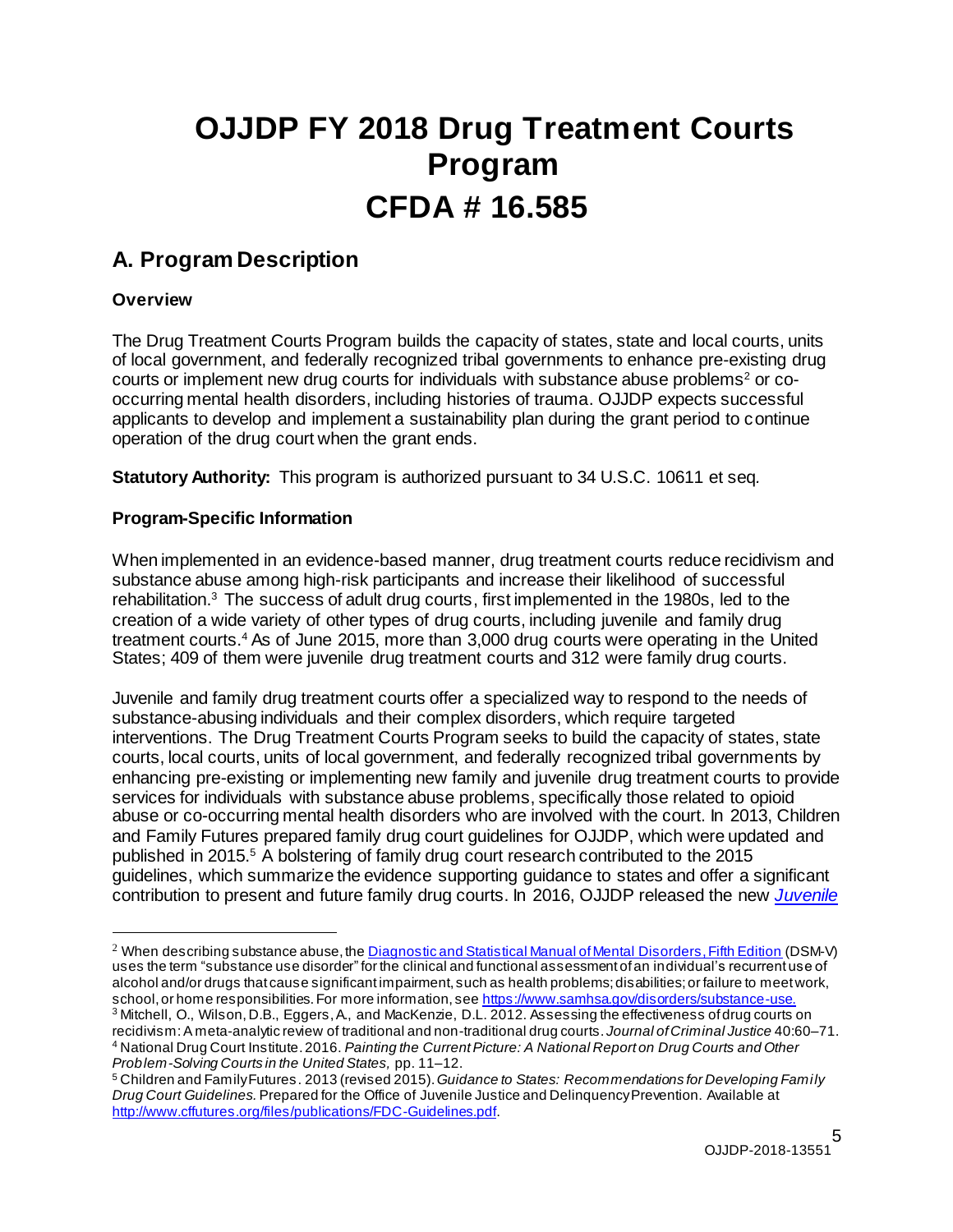# OJJDP FY 2018 Drug Treatment Courts Program CFDA # 16.585

## A. Program Description

### Overview

The Drug Treatment Courts Program builds the capacity of states, state and local courts, units of local government, and federally recognized tribal governments to enhance pre-existing drug courts or implement new drug courts for individuals with substance abuse problems[2] or co-occurring mental health disorders, including histories of trauma. OJJDP expects successful applicants to develop and implement a sustainability plan during the grant period to continue operation of the drug court when the grant ends.

**Statutory Authority:** This program is authorized pursuant to 34 U.S.C. 10611 et seq.

### Program-Specific Information

When implemented in an evidence-based manner, drug treatment courts reduce recidivism and substance abuse among high-risk participants and increase their likelihood of successful rehabilitation.[3] The success of adult drug courts, first implemented in the 1980s, led to the creation of a wide variety of other types of drug courts, including juvenile and family drug treatment courts.[4] As of June 2015, more than 3,000 drug courts were operating in the United States; 409 of them were juvenile drug treatment courts and 312 were family drug courts.

Juvenile and family drug treatment courts offer a specialized way to respond to the needs of substance-abusing individuals and their complex disorders, which require targeted interventions. The Drug Treatment Courts Program seeks to build the capacity of states, state courts, local courts, units of local government, and federally recognized tribal governments by enhancing pre-existing or implementing new family and juvenile drug treatment courts to provide services for individuals with substance abuse problems, specifically those related to opioid abuse or co-occurring mental health disorders who are involved with the court. In 2013, Children and Family Futures prepared family drug court guidelines for OJJDP, which were updated and published in 2015.[5] A bolstering of family drug court research contributed to the 2015 guidelines, which summarize the evidence supporting guidance to states and offer a significant contribution to present and future family drug courts. In 2016, OJJDP released the new *Juvenile*

---

[2] When describing substance abuse, the Diagnostic and Statistical Manual of Mental Disorders, Fifth Edition (DSM-V) uses the term "substance use disorder" for the clinical and functional assessment of an individual's recurrent use of alcohol and/or drugs that cause significant impairment, such as health problems; disabilities; or failure to meet work, school, or home responsibilities. For more information, see https://www.samhsa.gov/disorders/substance-use.

[3] Mitchell, O., Wilson, D.B., Eggers, A., and MacKenzie, D.L. 2012. Assessing the effectiveness of drug courts on recidivism: A meta-analytic review of traditional and non-traditional drug courts. *Journal of Criminal Justice* 40:60–71.

[4] National Drug Court Institute. 2016. *Painting the Current Picture: A National Report on Drug Courts and Other Problem-Solving Courts in the United States,* pp. 11–12.

[5] Children and Family Futures. 2013 (revised 2015). *Guidance to States: Recommendations for Developing Family Drug Court Guidelines.* Prepared for the Office of Juvenile Justice and Delinquency Prevention. Available at http://www.cffutures.org/files/publications/FDC-Guidelines.pdf.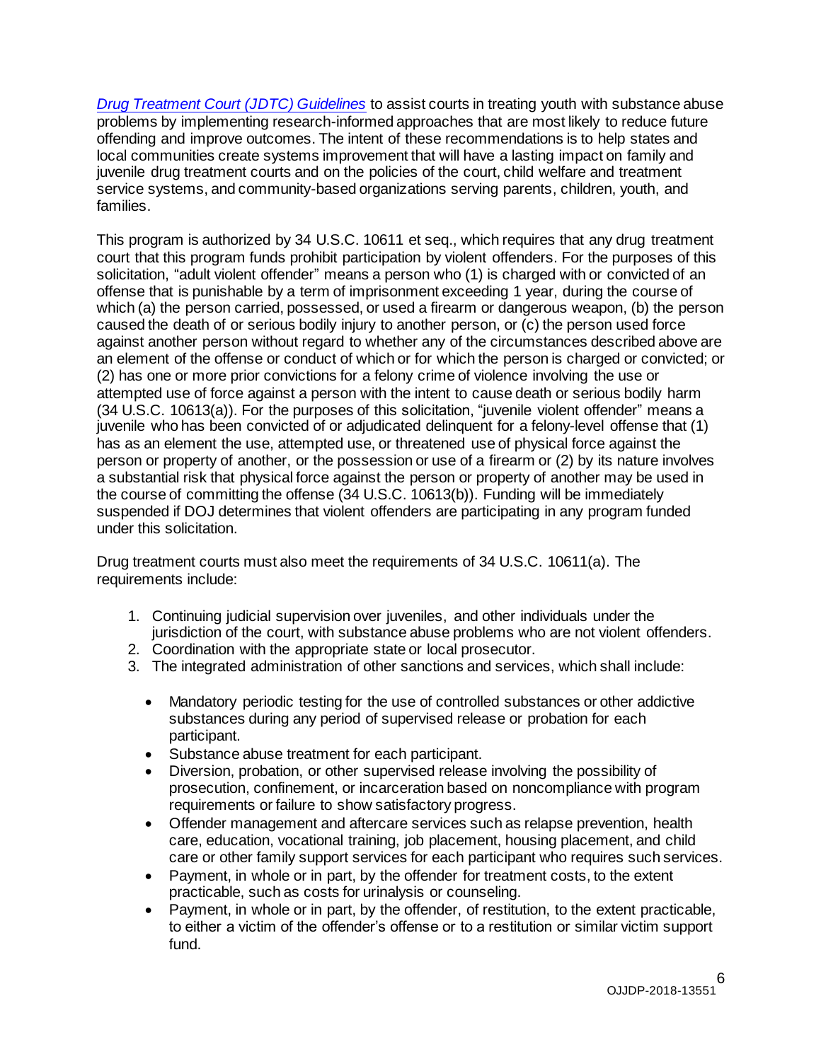*Drug Treatment Court (JDTC) Guidelines* to assist courts in treating youth with substance abuse problems by implementing research-informed approaches that are most likely to reduce future offending and improve outcomes. The intent of these recommendations is to help states and local communities create systems improvement that will have a lasting impact on family and juvenile drug treatment courts and on the policies of the court, child welfare and treatment service systems, and community-based organizations serving parents, children, youth, and families.

This program is authorized by 34 U.S.C. 10611 et seq., which requires that any drug treatment court that this program funds prohibit participation by violent offenders. For the purposes of this solicitation, "adult violent offender" means a person who (1) is charged with or convicted of an offense that is punishable by a term of imprisonment exceeding 1 year, during the course of which (a) the person carried, possessed, or used a firearm or dangerous weapon, (b) the person caused the death of or serious bodily injury to another person, or (c) the person used force against another person without regard to whether any of the circumstances described above are an element of the offense or conduct of which or for which the person is charged or convicted; or (2) has one or more prior convictions for a felony crime of violence involving the use or attempted use of force against a person with the intent to cause death or serious bodily harm (34 U.S.C. 10613(a)). For the purposes of this solicitation, "juvenile violent offender" means a juvenile who has been convicted of or adjudicated delinquent for a felony-level offense that (1) has as an element the use, attempted use, or threatened use of physical force against the person or property of another, or the possession or use of a firearm or (2) by its nature involves a substantial risk that physical force against the person or property of another may be used in the course of committing the offense (34 U.S.C. 10613(b)). Funding will be immediately suspended if DOJ determines that violent offenders are participating in any program funded under this solicitation.

Drug treatment courts must also meet the requirements of 34 U.S.C. 10611(a). The requirements include:

1. Continuing judicial supervision over juveniles, and other individuals under the jurisdiction of the court, with substance abuse problems who are not violent offenders.
2. Coordination with the appropriate state or local prosecutor.
3. The integrated administration of other sanctions and services, which shall include:
    - Mandatory periodic testing for the use of controlled substances or other addictive substances during any period of supervised release or probation for each participant.
    - Substance abuse treatment for each participant.
    - Diversion, probation, or other supervised release involving the possibility of prosecution, confinement, or incarceration based on noncompliance with program requirements or failure to show satisfactory progress.
    - Offender management and aftercare services such as relapse prevention, health care, education, vocational training, job placement, housing placement, and child care or other family support services for each participant who requires such services.
    - Payment, in whole or in part, by the offender for treatment costs, to the extent practicable, such as costs for urinalysis or counseling.
    - Payment, in whole or in part, by the offender, of restitution, to the extent practicable, to either a victim of the offender's offense or to a restitution or similar victim support fund.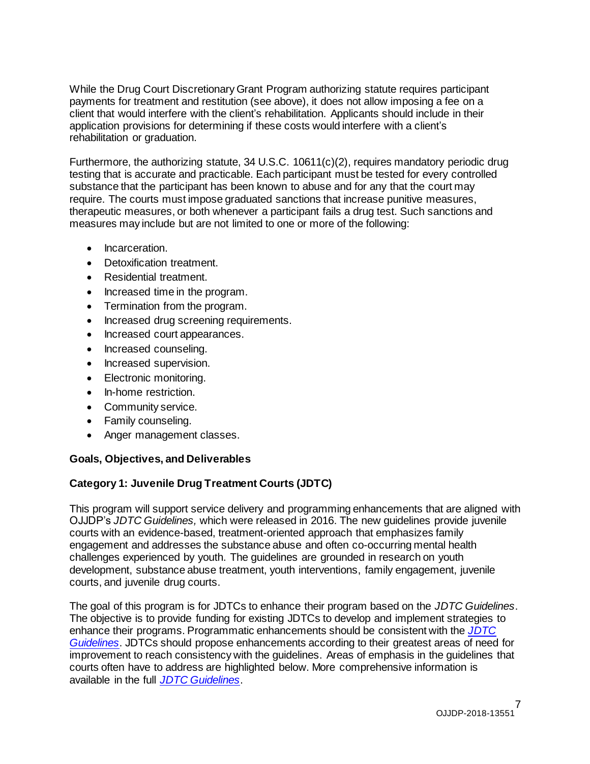While the Drug Court Discretionary Grant Program authorizing statute requires participant payments for treatment and restitution (see above), it does not allow imposing a fee on a client that would interfere with the client's rehabilitation. Applicants should include in their application provisions for determining if these costs would interfere with a client's rehabilitation or graduation.

Furthermore, the authorizing statute, 34 U.S.C. 10611(c)(2), requires mandatory periodic drug testing that is accurate and practicable. Each participant must be tested for every controlled substance that the participant has been known to abuse and for any that the court may require. The courts must impose graduated sanctions that increase punitive measures, therapeutic measures, or both whenever a participant fails a drug test. Such sanctions and measures may include but are not limited to one or more of the following:

- Incarceration.
- Detoxification treatment.
- Residential treatment.
- Increased time in the program.
- Termination from the program.
- Increased drug screening requirements.
- Increased court appearances.
- Increased counseling.
- Increased supervision.
- Electronic monitoring.
- In-home restriction.
- Community service.
- Family counseling.
- Anger management classes.

**Goals, Objectives, and Deliverables**

**Category 1: Juvenile Drug Treatment Courts (JDTC)**

This program will support service delivery and programming enhancements that are aligned with OJJDP's *JDTC Guidelines,* which were released in 2016. The new guidelines provide juvenile courts with an evidence-based, treatment-oriented approach that emphasizes family engagement and addresses the substance abuse and often co-occurring mental health challenges experienced by youth. The guidelines are grounded in research on youth development, substance abuse treatment, youth interventions, family engagement, juvenile courts, and juvenile drug courts.

The goal of this program is for JDTCs to enhance their program based on the *JDTC Guidelines*. The objective is to provide funding for existing JDTCs to develop and implement strategies to enhance their programs. Programmatic enhancements should be consistent with the *JDTC Guidelines*. JDTCs should propose enhancements according to their greatest areas of need for improvement to reach consistency with the guidelines. Areas of emphasis in the guidelines that courts often have to address are highlighted below. More comprehensive information is available in the full *JDTC Guidelines*.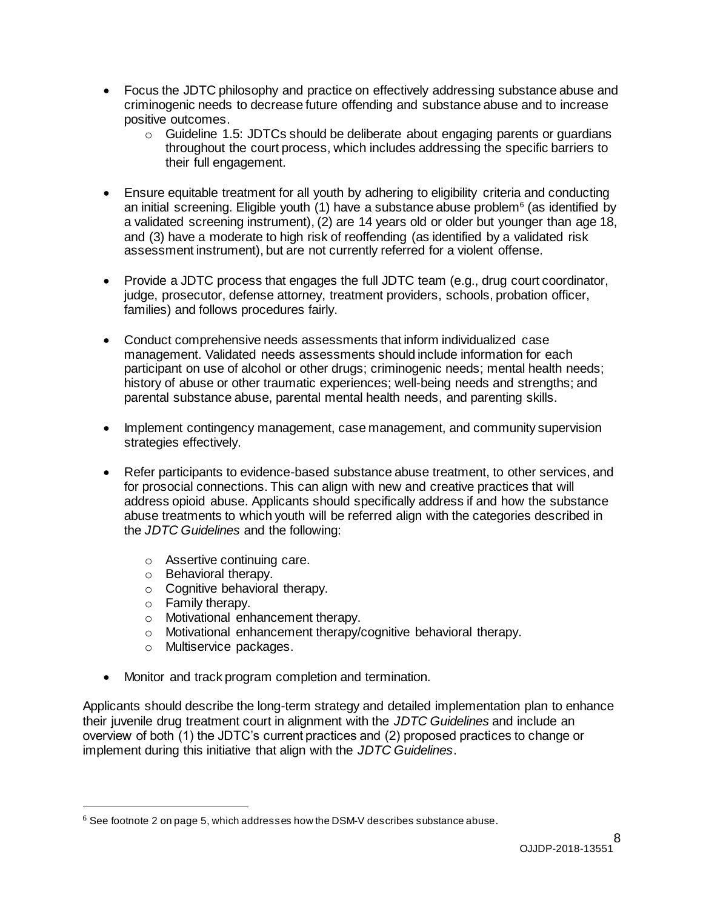- Focus the JDTC philosophy and practice on effectively addressing substance abuse and criminogenic needs to decrease future offending and substance abuse and to increase positive outcomes.
  - Guideline 1.5: JDTCs should be deliberate about engaging parents or guardians throughout the court process, which includes addressing the specific barriers to their full engagement.

- Ensure equitable treatment for all youth by adhering to eligibility criteria and conducting an initial screening. Eligible youth (1) have a substance abuse problem[6] (as identified by a validated screening instrument), (2) are 14 years old or older but younger than age 18, and (3) have a moderate to high risk of reoffending (as identified by a validated risk assessment instrument), but are not currently referred for a violent offense.

- Provide a JDTC process that engages the full JDTC team (e.g., drug court coordinator, judge, prosecutor, defense attorney, treatment providers, schools, probation officer, families) and follows procedures fairly.

- Conduct comprehensive needs assessments that inform individualized case management. Validated needs assessments should include information for each participant on use of alcohol or other drugs; criminogenic needs; mental health needs; history of abuse or other traumatic experiences; well-being needs and strengths; and parental substance abuse, parental mental health needs, and parenting skills.

- Implement contingency management, case management, and community supervision strategies effectively.

- Refer participants to evidence-based substance abuse treatment, to other services, and for prosocial connections. This can align with new and creative practices that will address opioid abuse. Applicants should specifically address if and how the substance abuse treatments to which youth will be referred align with the categories described in the *JDTC Guidelines* and the following:

  - Assertive continuing care.
  - Behavioral therapy.
  - Cognitive behavioral therapy.
  - Family therapy.
  - Motivational enhancement therapy.
  - Motivational enhancement therapy/cognitive behavioral therapy.
  - Multiservice packages.

- Monitor and track program completion and termination.

Applicants should describe the long-term strategy and detailed implementation plan to enhance their juvenile drug treatment court in alignment with the *JDTC Guidelines* and include an overview of both (1) the JDTC's current practices and (2) proposed practices to change or implement during this initiative that align with the *JDTC Guidelines*.

---

[6] See footnote 2 on page 5, which addresses how the DSM-V describes substance abuse.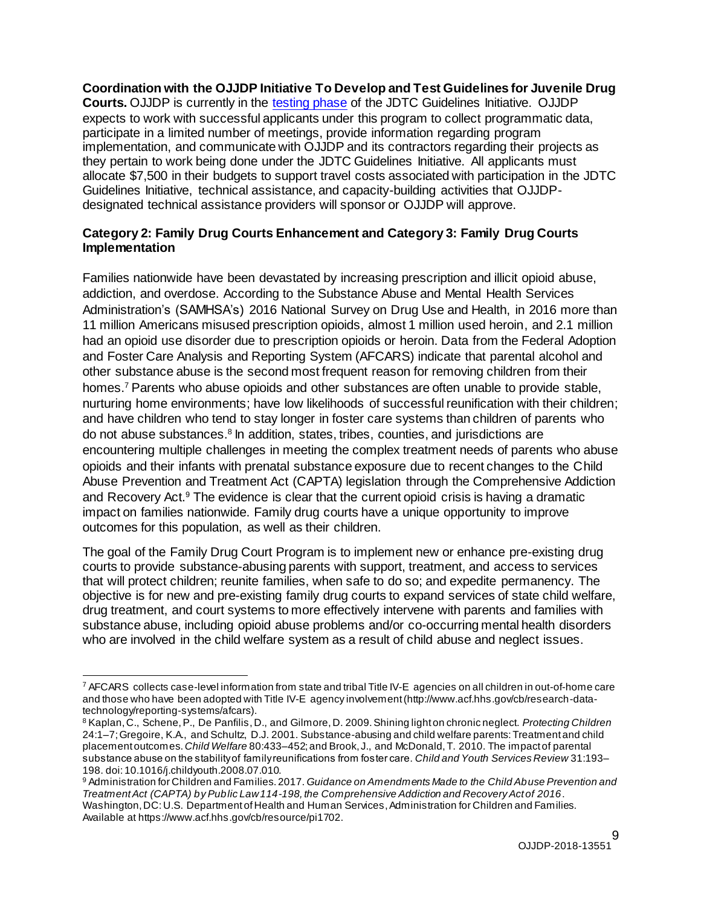**Coordination with the OJJDP Initiative To Develop and Test Guidelines for Juvenile Drug Courts.** OJJDP is currently in the testing phase of the JDTC Guidelines Initiative. OJJDP expects to work with successful applicants under this program to collect programmatic data, participate in a limited number of meetings, provide information regarding program implementation, and communicate with OJJDP and its contractors regarding their projects as they pertain to work being done under the JDTC Guidelines Initiative. All applicants must allocate $7,500 in their budgets to support travel costs associated with participation in the JDTC Guidelines Initiative, technical assistance, and capacity-building activities that OJJDP-designated technical assistance providers will sponsor or OJJDP will approve.

**Category 2: Family Drug Courts Enhancement and Category 3: Family Drug Courts Implementation**

Families nationwide have been devastated by increasing prescription and illicit opioid abuse, addiction, and overdose. According to the Substance Abuse and Mental Health Services Administration's (SAMHSA's) 2016 National Survey on Drug Use and Health, in 2016 more than 11 million Americans misused prescription opioids, almost 1 million used heroin, and 2.1 million had an opioid use disorder due to prescription opioids or heroin. Data from the Federal Adoption and Foster Care Analysis and Reporting System (AFCARS) indicate that parental alcohol and other substance abuse is the second most frequent reason for removing children from their homes.[7] Parents who abuse opioids and other substances are often unable to provide stable, nurturing home environments; have low likelihoods of successful reunification with their children; and have children who tend to stay longer in foster care systems than children of parents who do not abuse substances.[8] In addition, states, tribes, counties, and jurisdictions are encountering multiple challenges in meeting the complex treatment needs of parents who abuse opioids and their infants with prenatal substance exposure due to recent changes to the Child Abuse Prevention and Treatment Act (CAPTA) legislation through the Comprehensive Addiction and Recovery Act.[9] The evidence is clear that the current opioid crisis is having a dramatic impact on families nationwide. Family drug courts have a unique opportunity to improve outcomes for this population, as well as their children.

The goal of the Family Drug Court Program is to implement new or enhance pre-existing drug courts to provide substance-abusing parents with support, treatment, and access to services that will protect children; reunite families, when safe to do so; and expedite permanency. The objective is for new and pre-existing family drug courts to expand services of state child welfare, drug treatment, and court systems to more effectively intervene with parents and families with substance abuse, including opioid abuse problems and/or co-occurring mental health disorders who are involved in the child welfare system as a result of child abuse and neglect issues.

---

[7] AFCARS collects case-level information from state and tribal Title IV-E agencies on all children in out-of-home care and those who have been adopted with Title IV-E agency involvement (http://www.acf.hhs.gov/cb/research-data-technology/reporting-systems/afcars).

[8] Kaplan, C., Schene, P., De Panfilis, D., and Gilmore, D. 2009. Shining light on chronic neglect. *Protecting Children* 24:1–7; Gregoire, K.A., and Schultz, D.J. 2001. Substance-abusing and child welfare parents: Treatment and child placement outcomes. *Child Welfare* 80:433–452; and Brook, J., and McDonald, T. 2010. The impact of parental substance abuse on the stability of family reunifications from foster care. *Child and Youth Services Review* 31:193–198. doi: 10.1016/j.childyouth.2008.07.010.

[9] Administration for Children and Families. 2017. *Guidance on Amendments Made to the Child Abuse Prevention and Treatment Act (CAPTA) by Public Law 114-198, the Comprehensive Addiction and Recovery Act of 2016*. Washington, DC: U.S. Department of Health and Human Services, Administration for Children and Families. Available at https://www.acf.hhs.gov/cb/resource/pi1702.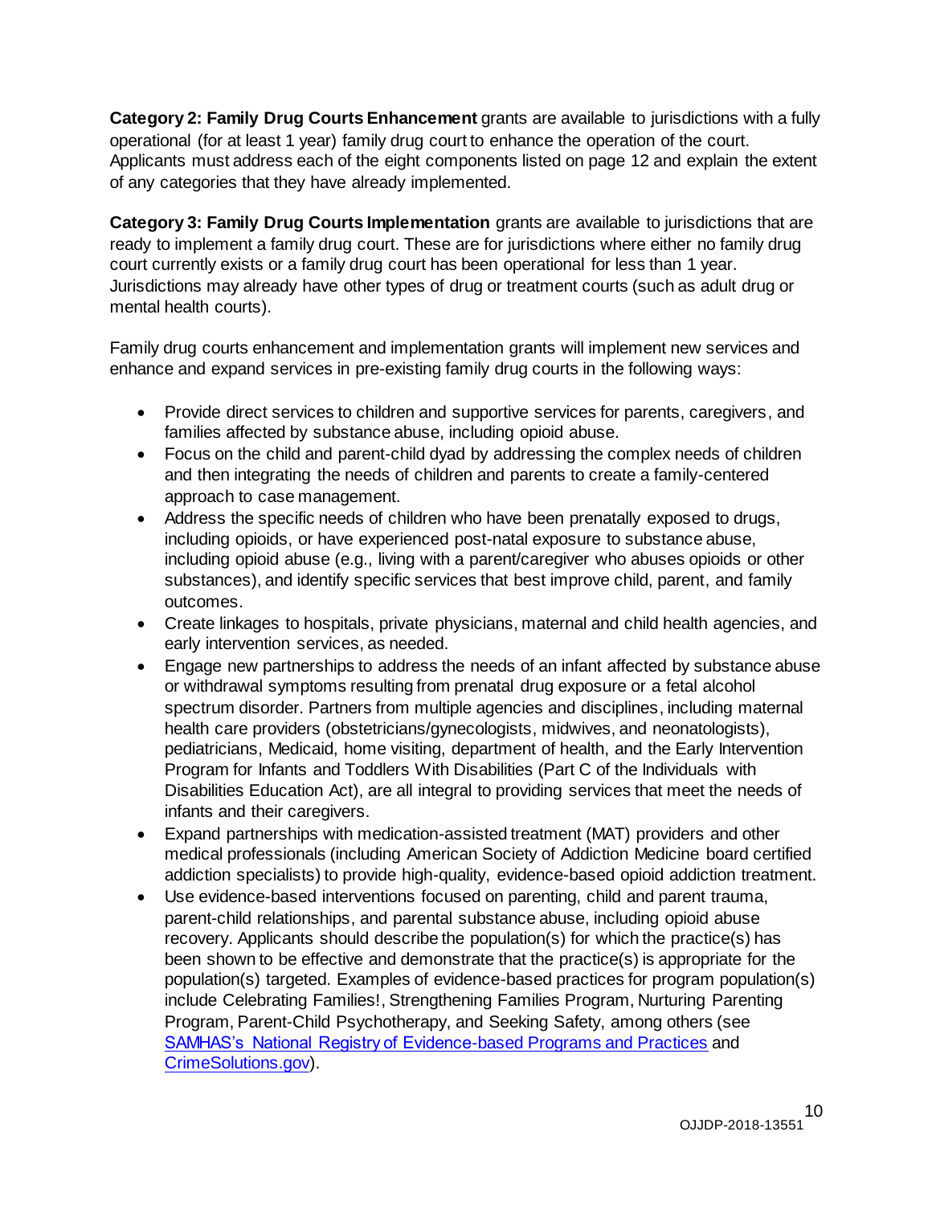**Category 2: Family Drug Courts Enhancement** grants are available to jurisdictions with a fully operational (for at least 1 year) family drug court to enhance the operation of the court. Applicants must address each of the eight components listed on page 12 and explain the extent of any categories that they have already implemented.

**Category 3: Family Drug Courts Implementation** grants are available to jurisdictions that are ready to implement a family drug court. These are for jurisdictions where either no family drug court currently exists or a family drug court has been operational for less than 1 year. Jurisdictions may already have other types of drug or treatment courts (such as adult drug or mental health courts).

Family drug courts enhancement and implementation grants will implement new services and enhance and expand services in pre-existing family drug courts in the following ways:

- Provide direct services to children and supportive services for parents, caregivers, and families affected by substance abuse, including opioid abuse.
- Focus on the child and parent-child dyad by addressing the complex needs of children and then integrating the needs of children and parents to create a family-centered approach to case management.
- Address the specific needs of children who have been prenatally exposed to drugs, including opioids, or have experienced post-natal exposure to substance abuse, including opioid abuse (e.g., living with a parent/caregiver who abuses opioids or other substances), and identify specific services that best improve child, parent, and family outcomes.
- Create linkages to hospitals, private physicians, maternal and child health agencies, and early intervention services, as needed.
- Engage new partnerships to address the needs of an infant affected by substance abuse or withdrawal symptoms resulting from prenatal drug exposure or a fetal alcohol spectrum disorder. Partners from multiple agencies and disciplines, including maternal health care providers (obstetricians/gynecologists, midwives, and neonatologists), pediatricians, Medicaid, home visiting, department of health, and the Early Intervention Program for Infants and Toddlers With Disabilities (Part C of the Individuals with Disabilities Education Act), are all integral to providing services that meet the needs of infants and their caregivers.
- Expand partnerships with medication-assisted treatment (MAT) providers and other medical professionals (including American Society of Addiction Medicine board certified addiction specialists) to provide high-quality, evidence-based opioid addiction treatment.
- Use evidence-based interventions focused on parenting, child and parent trauma, parent-child relationships, and parental substance abuse, including opioid abuse recovery. Applicants should describe the population(s) for which the practice(s) has been shown to be effective and demonstrate that the practice(s) is appropriate for the population(s) targeted. Examples of evidence-based practices for program population(s) include Celebrating Families!, Strengthening Families Program, Nurturing Parenting Program, Parent-Child Psychotherapy, and Seeking Safety, among others (see SAMHAS's National Registry of Evidence-based Programs and Practices and CrimeSolutions.gov).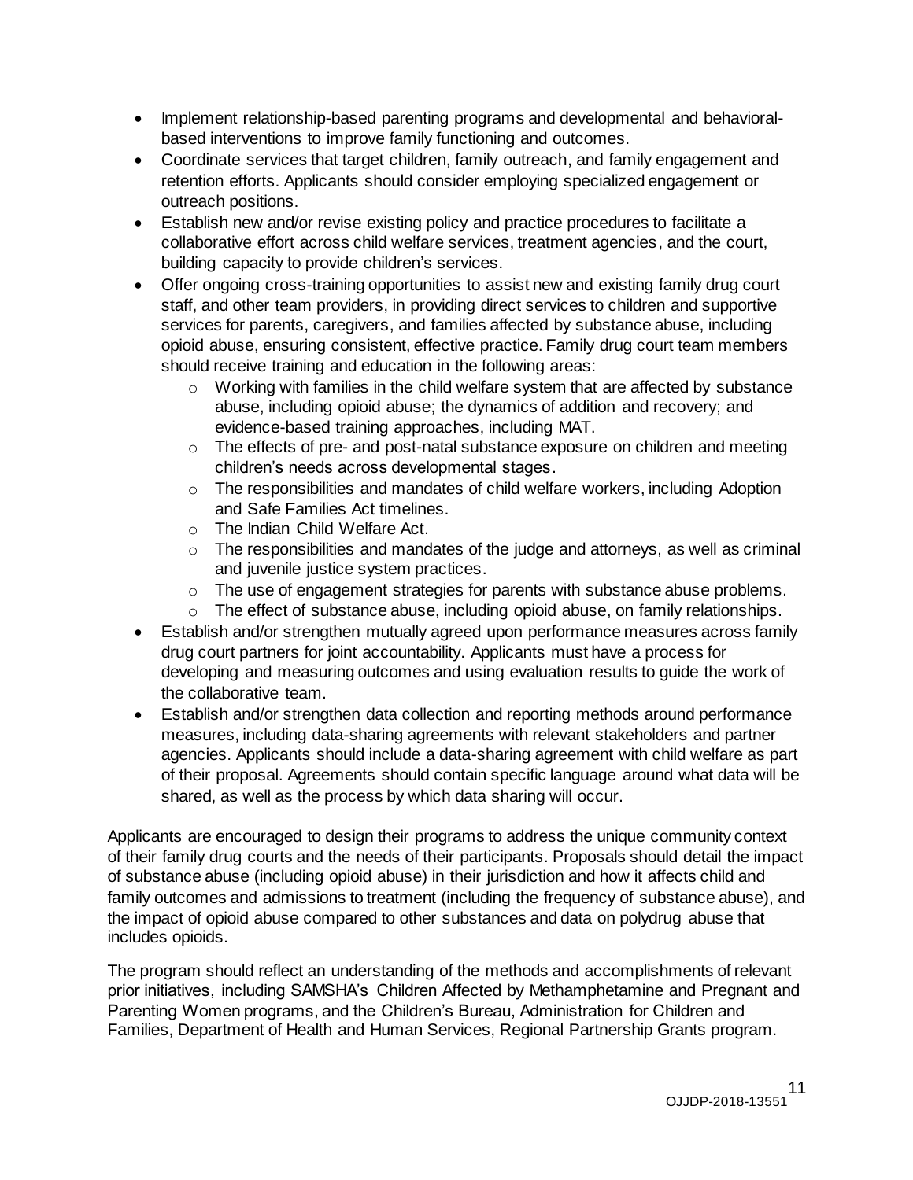- Implement relationship-based parenting programs and developmental and behavioral-based interventions to improve family functioning and outcomes.
- Coordinate services that target children, family outreach, and family engagement and retention efforts. Applicants should consider employing specialized engagement or outreach positions.
- Establish new and/or revise existing policy and practice procedures to facilitate a collaborative effort across child welfare services, treatment agencies, and the court, building capacity to provide children's services.
- Offer ongoing cross-training opportunities to assist new and existing family drug court staff, and other team providers, in providing direct services to children and supportive services for parents, caregivers, and families affected by substance abuse, including opioid abuse, ensuring consistent, effective practice. Family drug court team members should receive training and education in the following areas:
  - Working with families in the child welfare system that are affected by substance abuse, including opioid abuse; the dynamics of addition and recovery; and evidence-based training approaches, including MAT.
  - The effects of pre- and post-natal substance exposure on children and meeting children's needs across developmental stages.
  - The responsibilities and mandates of child welfare workers, including Adoption and Safe Families Act timelines.
  - The Indian Child Welfare Act.
  - The responsibilities and mandates of the judge and attorneys, as well as criminal and juvenile justice system practices.
  - The use of engagement strategies for parents with substance abuse problems.
  - The effect of substance abuse, including opioid abuse, on family relationships.
- Establish and/or strengthen mutually agreed upon performance measures across family drug court partners for joint accountability. Applicants must have a process for developing and measuring outcomes and using evaluation results to guide the work of the collaborative team.
- Establish and/or strengthen data collection and reporting methods around performance measures, including data-sharing agreements with relevant stakeholders and partner agencies. Applicants should include a data-sharing agreement with child welfare as part of their proposal. Agreements should contain specific language around what data will be shared, as well as the process by which data sharing will occur.

Applicants are encouraged to design their programs to address the unique community context of their family drug courts and the needs of their participants. Proposals should detail the impact of substance abuse (including opioid abuse) in their jurisdiction and how it affects child and family outcomes and admissions to treatment (including the frequency of substance abuse), and the impact of opioid abuse compared to other substances and data on polydrug abuse that includes opioids.

The program should reflect an understanding of the methods and accomplishments of relevant prior initiatives, including SAMSHA's Children Affected by Methamphetamine and Pregnant and Parenting Women programs, and the Children's Bureau, Administration for Children and Families, Department of Health and Human Services, Regional Partnership Grants program.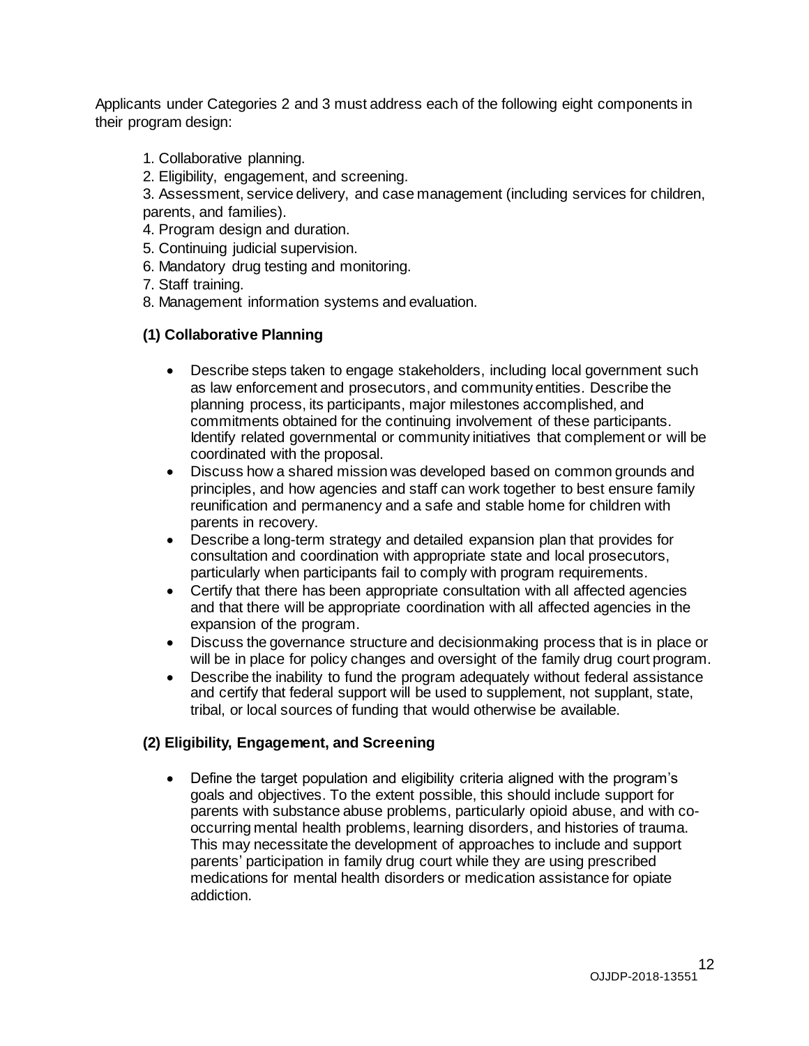Applicants under Categories 2 and 3 must address each of the following eight components in their program design:

1. Collaborative planning.
2. Eligibility, engagement, and screening.
3. Assessment, service delivery, and case management (including services for children, parents, and families).
4. Program design and duration.
5. Continuing judicial supervision.
6. Mandatory drug testing and monitoring.
7. Staff training.
8. Management information systems and evaluation.

### (1) Collaborative Planning

- Describe steps taken to engage stakeholders, including local government such as law enforcement and prosecutors, and community entities. Describe the planning process, its participants, major milestones accomplished, and commitments obtained for the continuing involvement of these participants. Identify related governmental or community initiatives that complement or will be coordinated with the proposal.
- Discuss how a shared mission was developed based on common grounds and principles, and how agencies and staff can work together to best ensure family reunification and permanency and a safe and stable home for children with parents in recovery.
- Describe a long-term strategy and detailed expansion plan that provides for consultation and coordination with appropriate state and local prosecutors, particularly when participants fail to comply with program requirements.
- Certify that there has been appropriate consultation with all affected agencies and that there will be appropriate coordination with all affected agencies in the expansion of the program.
- Discuss the governance structure and decisionmaking process that is in place or will be in place for policy changes and oversight of the family drug court program.
- Describe the inability to fund the program adequately without federal assistance and certify that federal support will be used to supplement, not supplant, state, tribal, or local sources of funding that would otherwise be available.

### (2) Eligibility, Engagement, and Screening

- Define the target population and eligibility criteria aligned with the program's goals and objectives. To the extent possible, this should include support for parents with substance abuse problems, particularly opioid abuse, and with co-occurring mental health problems, learning disorders, and histories of trauma. This may necessitate the development of approaches to include and support parents' participation in family drug court while they are using prescribed medications for mental health disorders or medication assistance for opiate addiction.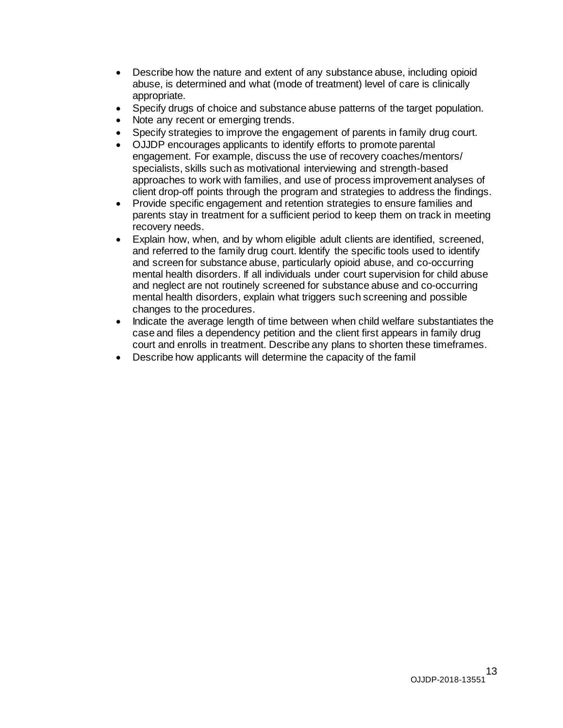- Describe how the nature and extent of any substance abuse, including opioid abuse, is determined and what (mode of treatment) level of care is clinically appropriate.
- Specify drugs of choice and substance abuse patterns of the target population.
- Note any recent or emerging trends.
- Specify strategies to improve the engagement of parents in family drug court.
- OJJDP encourages applicants to identify efforts to promote parental engagement. For example, discuss the use of recovery coaches/mentors/ specialists, skills such as motivational interviewing and strength-based approaches to work with families, and use of process improvement analyses of client drop-off points through the program and strategies to address the findings.
- Provide specific engagement and retention strategies to ensure families and parents stay in treatment for a sufficient period to keep them on track in meeting recovery needs.
- Explain how, when, and by whom eligible adult clients are identified, screened, and referred to the family drug court. Identify the specific tools used to identify and screen for substance abuse, particularly opioid abuse, and co-occurring mental health disorders. If all individuals under court supervision for child abuse and neglect are not routinely screened for substance abuse and co-occurring mental health disorders, explain what triggers such screening and possible changes to the procedures.
- Indicate the average length of time between when child welfare substantiates the case and files a dependency petition and the client first appears in family drug court and enrolls in treatment. Describe any plans to shorten these timeframes.
- Describe how applicants will determine the capacity of the famil